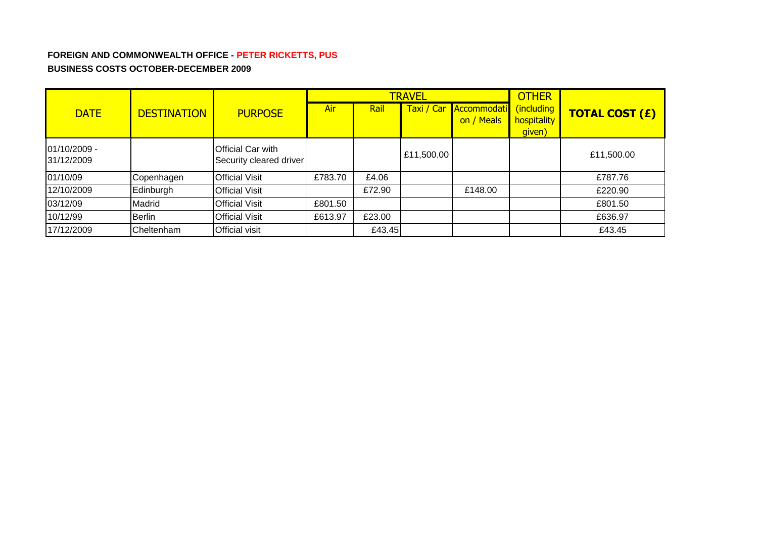**FOREIGN AND COMMONWEALTH OFFICE - PETER RICKETTS, PUS**

**BUSINESS COSTS OCTOBER-DECEMBER 2009**

| DATE | DESTINATION | PURPOSE | TRAVEL | | | | OTHER (including hospitality given) | TOTAL COST (£) |
|---|---|---|---|---|---|---|---|---|
| | | | Air | Rail | Taxi / Car | Accommodation / Meals | | |
| 01/10/2009 - 31/12/2009 | | Official Car with Security cleared driver | | | £11,500.00 | | | £11,500.00 |
| 01/10/09 | Copenhagen | Official Visit | £783.70 | £4.06 | | | | £787.76 |
| 12/10/2009 | Edinburgh | Official Visit | | £72.90 | | £148.00 | | £220.90 |
| 03/12/09 | Madrid | Official Visit | £801.50 | | | | | £801.50 |
| 10/12/99 | Berlin | Official Visit | £613.97 | £23.00 | | | | £636.97 |
| 17/12/2009 | Cheltenham | Official visit | | £43.45 | | | | £43.45 |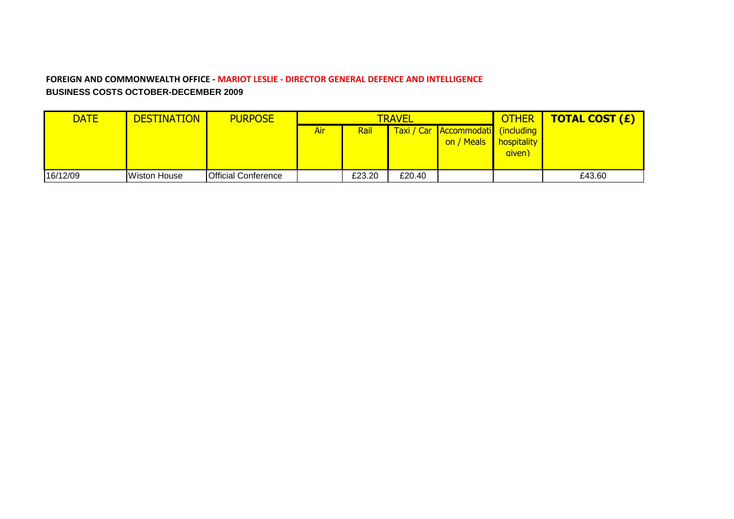**FOREIGN AND COMMONWEALTH OFFICE - MARIOT LESLIE - DIRECTOR GENERAL DEFENCE AND INTELLIGENCE**

**BUSINESS COSTS OCTOBER-DECEMBER 2009**

| DATE | DESTINATION | PURPOSE | TRAVEL | | | | OTHER | TOTAL COST (£) |
|---|---|---|---|---|---|---|---|---|
| | | | Air | Rail | Taxi / Car | Accommodation / Meals | (including hospitality given) | |
| 16/12/09 | Wiston House | Official Conference | | £23.20 | £20.40 | | | £43.60 |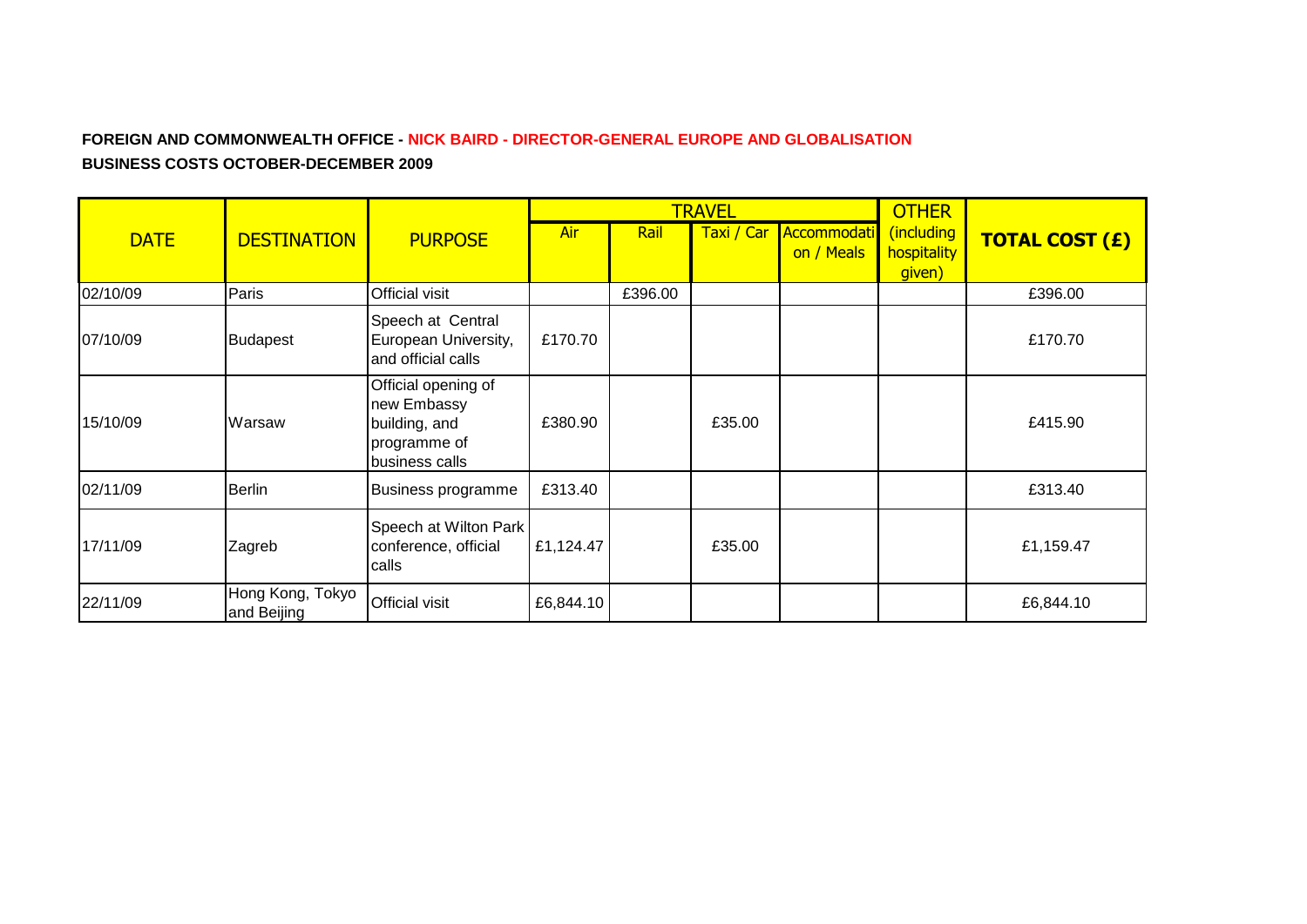**FOREIGN AND COMMONWEALTH OFFICE - NICK BAIRD - DIRECTOR-GENERAL EUROPE AND GLOBALISATION**

**BUSINESS COSTS OCTOBER-DECEMBER 2009**

| DATE | DESTINATION | PURPOSE | TRAVEL | | | | OTHER (including hospitality given) | TOTAL COST (£) |
|---|---|---|---|---|---|---|---|---|
| | | | Air | Rail | Taxi / Car | Accommodation / Meals | | |
| 02/10/09 | Paris | Official visit | | £396.00 | | | | £396.00 |
| 07/10/09 | Budapest | Speech at Central European University, and official calls | £170.70 | | | | | £170.70 |
| 15/10/09 | Warsaw | Official opening of new Embassy building, and programme of business calls | £380.90 | | £35.00 | | | £415.90 |
| 02/11/09 | Berlin | Business programme | £313.40 | | | | | £313.40 |
| 17/11/09 | Zagreb | Speech at Wilton Park conference, official calls | £1,124.47 | | £35.00 | | | £1,159.47 |
| 22/11/09 | Hong Kong, Tokyo and Beijing | Official visit | £6,844.10 | | | | | £6,844.10 |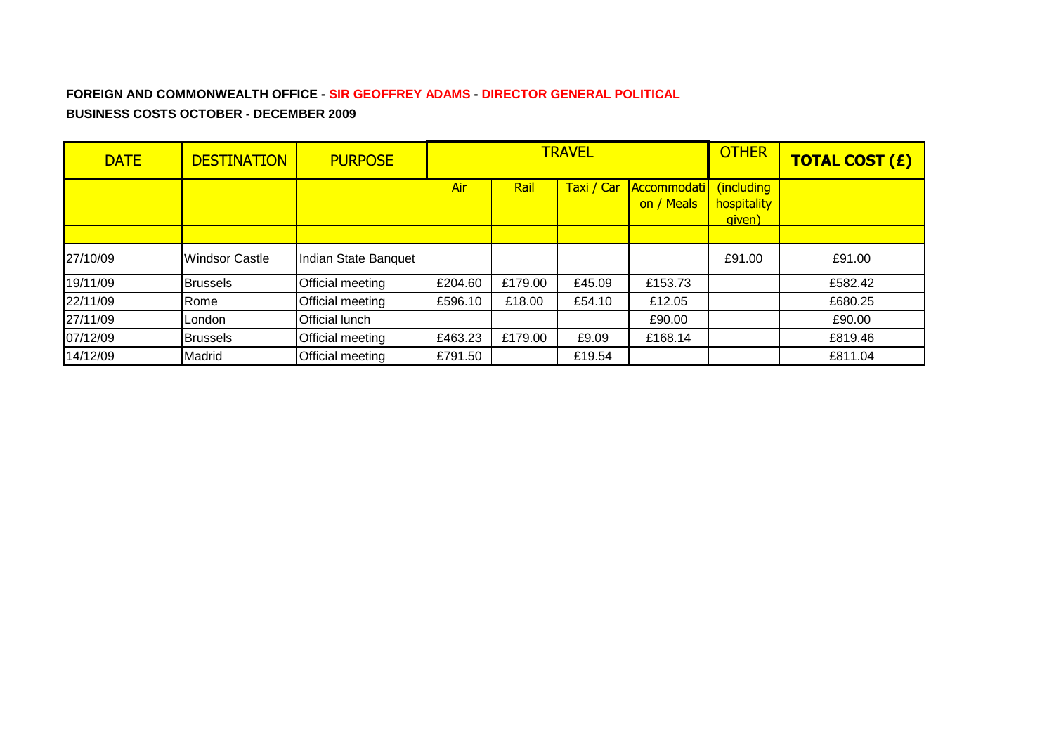**FOREIGN AND COMMONWEALTH OFFICE - SIR GEOFFREY ADAMS - DIRECTOR GENERAL POLITICAL**

**BUSINESS COSTS OCTOBER - DECEMBER 2009**

| DATE | DESTINATION | PURPOSE | TRAVEL | | | | OTHER | TOTAL COST (£) |
|---|---|---|---|---|---|---|---|---|
| | | | Air | Rail | Taxi / Car | Accommodation / Meals | (including hospitality given) | |
| 27/10/09 | Windsor Castle | Indian State Banquet | | | | | £91.00 | £91.00 |
| 19/11/09 | Brussels | Official meeting | £204.60 | £179.00 | £45.09 | £153.73 | | £582.42 |
| 22/11/09 | Rome | Official meeting | £596.10 | £18.00 | £54.10 | £12.05 | | £680.25 |
| 27/11/09 | London | Official lunch | | | | £90.00 | | £90.00 |
| 07/12/09 | Brussels | Official meeting | £463.23 | £179.00 | £9.09 | £168.14 | | £819.46 |
| 14/12/09 | Madrid | Official meeting | £791.50 | | £19.54 | | | £811.04 |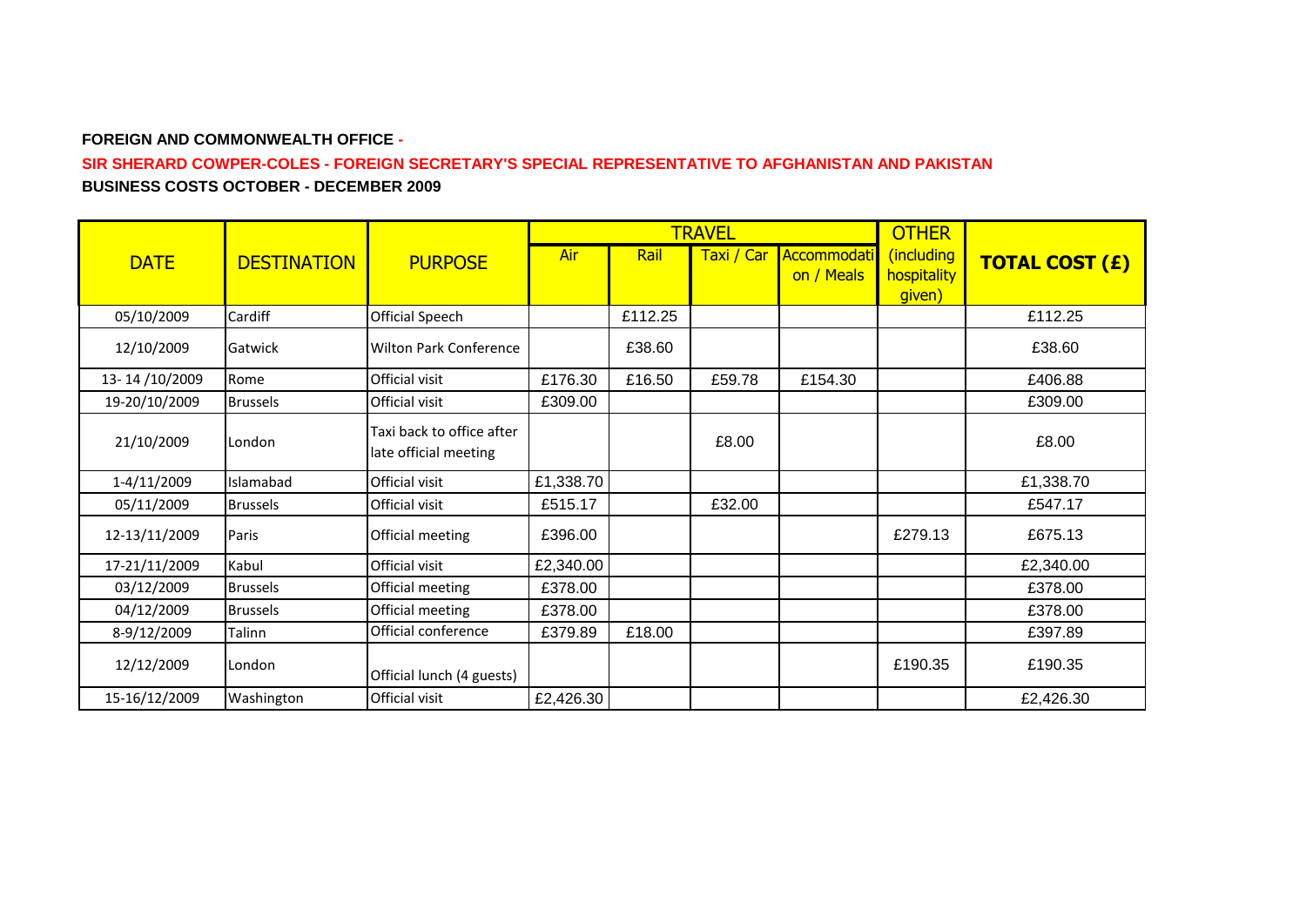**FOREIGN AND COMMONWEALTH OFFICE -**

**SIR SHERARD COWPER-COLES - FOREIGN SECRETARY'S SPECIAL REPRESENTATIVE TO AFGHANISTAN AND PAKISTAN**

**BUSINESS COSTS OCTOBER - DECEMBER 2009**

| DATE | DESTINATION | PURPOSE | TRAVEL | | | | OTHER | TOTAL COST (£) |
|---|---|---|---|---|---|---|---|---|
| | | | Air | Rail | Taxi / Car | Accommodation / Meals | (including hospitality given) | |
| 05/10/2009 | Cardiff | Official Speech | | £112.25 | | | | £112.25 |
| 12/10/2009 | Gatwick | Wilton Park Conference | | £38.60 | | | | £38.60 |
| 13- 14 /10/2009 | Rome | Official visit | £176.30 | £16.50 | £59.78 | £154.30 | | £406.88 |
| 19-20/10/2009 | Brussels | Official visit | £309.00 | | | | | £309.00 |
| 21/10/2009 | London | Taxi back to office after late official meeting | | | £8.00 | | | £8.00 |
| 1-4/11/2009 | Islamabad | Official visit | £1,338.70 | | | | | £1,338.70 |
| 05/11/2009 | Brussels | Official visit | £515.17 | | £32.00 | | | £547.17 |
| 12-13/11/2009 | Paris | Official meeting | £396.00 | | | | £279.13 | £675.13 |
| 17-21/11/2009 | Kabul | Official visit | £2,340.00 | | | | | £2,340.00 |
| 03/12/2009 | Brussels | Official meeting | £378.00 | | | | | £378.00 |
| 04/12/2009 | Brussels | Official meeting | £378.00 | | | | | £378.00 |
| 8-9/12/2009 | Talinn | Official conference | £379.89 | £18.00 | | | | £397.89 |
| 12/12/2009 | London | Official lunch (4 guests) | | | | | £190.35 | £190.35 |
| 15-16/12/2009 | Washington | Official visit | £2,426.30 | | | | | £2,426.30 |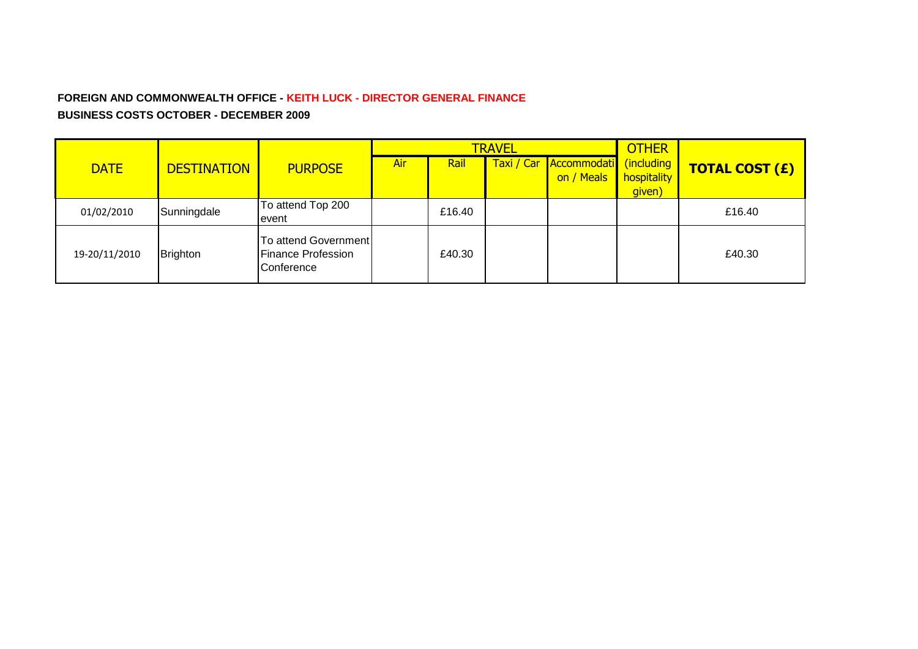**FOREIGN AND COMMONWEALTH OFFICE - KEITH LUCK - DIRECTOR GENERAL FINANCE**

**BUSINESS COSTS OCTOBER - DECEMBER 2009**

| DATE | DESTINATION | PURPOSE | TRAVEL | | | | OTHER | TOTAL COST (£) |
|---|---|---|---|---|---|---|---|---|
| | | | Air | Rail | Taxi / Car | Accommodation / Meals | (including hospitality given) | |
| 01/02/2010 | Sunningdale | To attend Top 200 event | | £16.40 | | | | £16.40 |
| 19-20/11/2010 | Brighton | To attend Government Finance Profession Conference | | £40.30 | | | | £40.30 |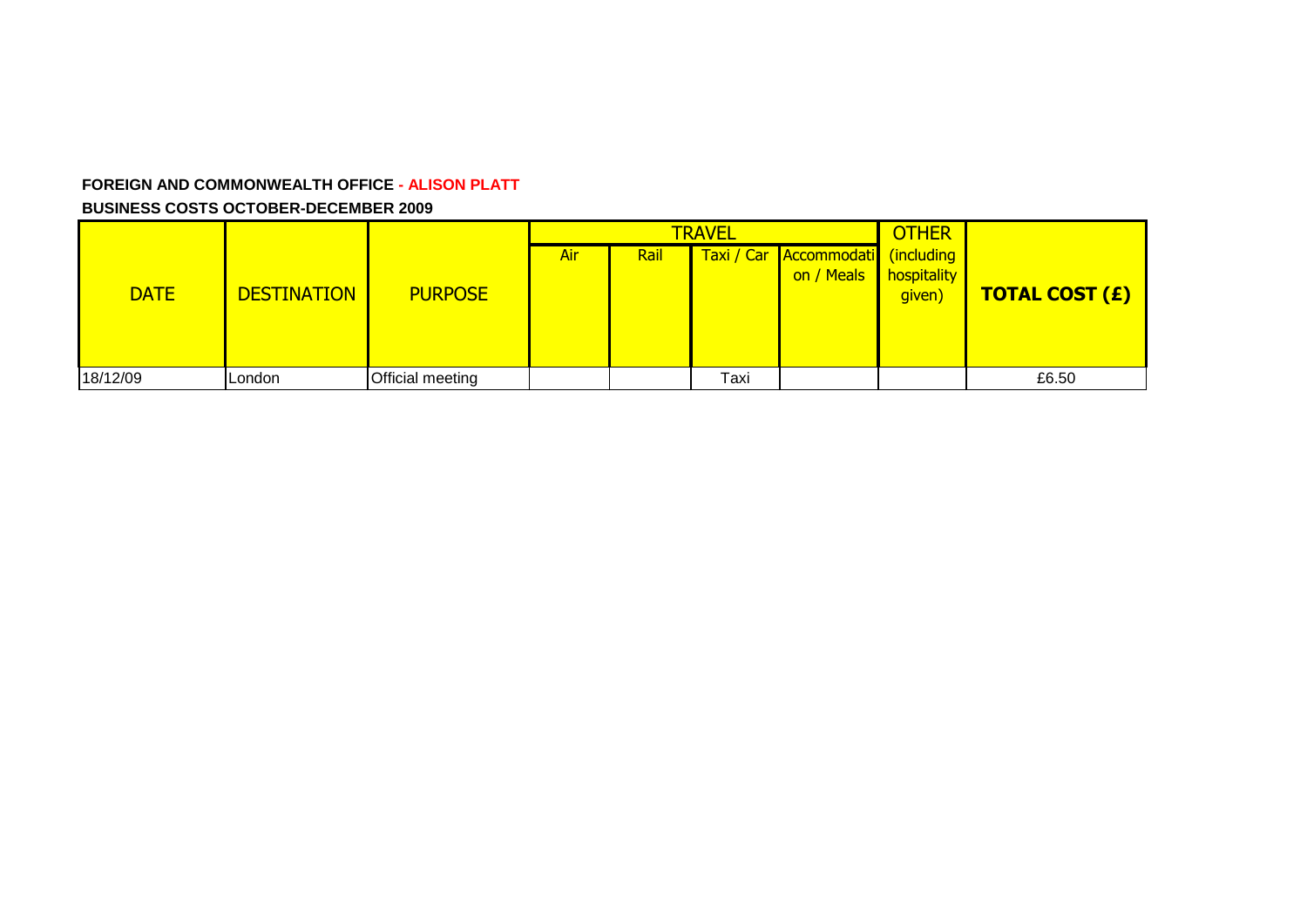**FOREIGN AND COMMONWEALTH OFFICE - ALISON PLATT**

**BUSINESS COSTS OCTOBER-DECEMBER 2009**

| DATE | DESTINATION | PURPOSE | TRAVEL | | | | OTHER | TOTAL COST (£) |
|---|---|---|---|---|---|---|---|---|
| | | | Air | Rail | Taxi / Car | Accommodation / Meals | (including hospitality given) | |
| 18/12/09 | London | Official meeting | | | Taxi | | | £6.50 |